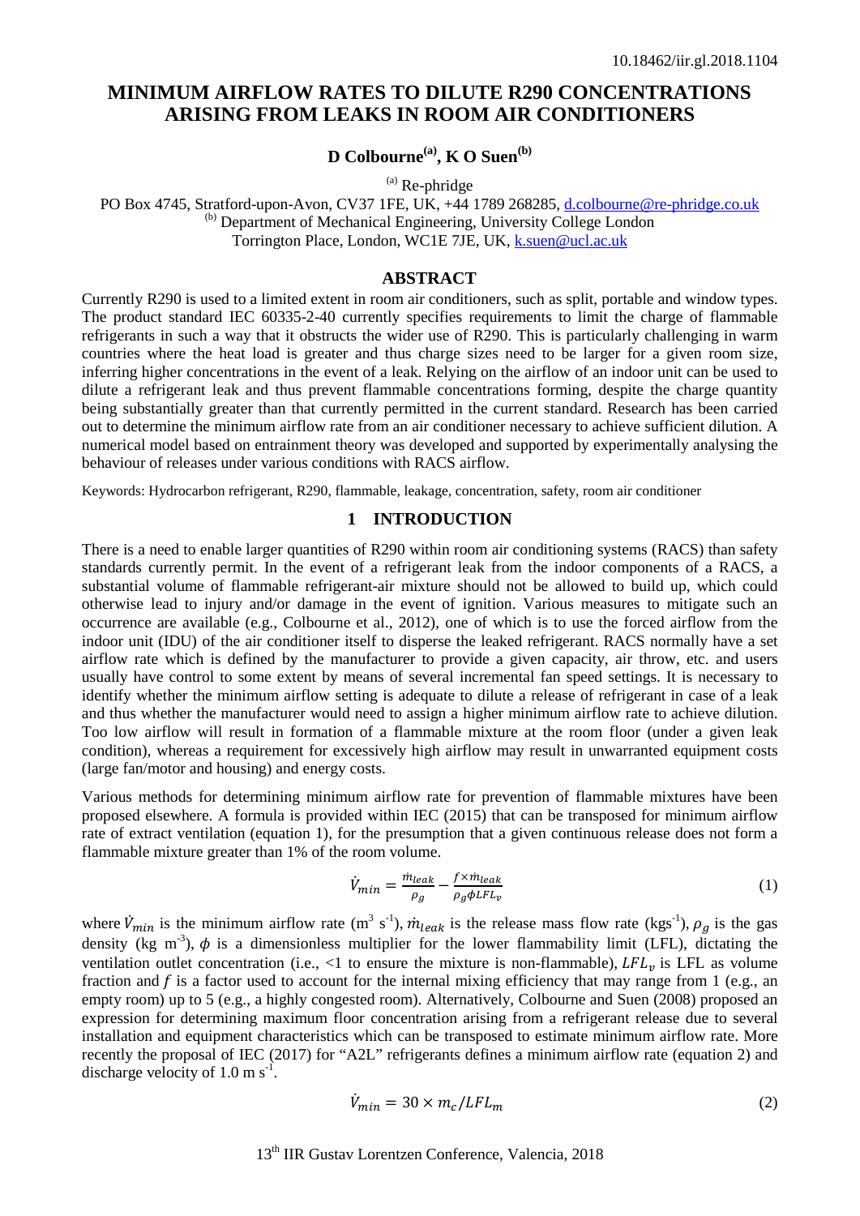10.18462/iir.gl.2018.1104

# MINIMUM AIRFLOW RATES TO DILUTE R290 CONCENTRATIONS ARISING FROM LEAKS IN ROOM AIR CONDITIONERS

**D Colbourne[(a)], K O Suen[(b)]**

[(a)] Re-phridge
PO Box 4745, Stratford-upon-Avon, CV37 1FE, UK, +44 1789 268285, d.colbourne@re-phridge.co.uk
[(b)] Department of Mechanical Engineering, University College London
Torrington Place, London, WC1E 7JE, UK, k.suen@ucl.ac.uk

## ABSTRACT

Currently R290 is used to a limited extent in room air conditioners, such as split, portable and window types. The product standard IEC 60335-2-40 currently specifies requirements to limit the charge of flammable refrigerants in such a way that it obstructs the wider use of R290. This is particularly challenging in warm countries where the heat load is greater and thus charge sizes need to be larger for a given room size, inferring higher concentrations in the event of a leak. Relying on the airflow of an indoor unit can be used to dilute a refrigerant leak and thus prevent flammable concentrations forming, despite the charge quantity being substantially greater than that currently permitted in the current standard. Research has been carried out to determine the minimum airflow rate from an air conditioner necessary to achieve sufficient dilution. A numerical model based on entrainment theory was developed and supported by experimentally analysing the behaviour of releases under various conditions with RACS airflow.

Keywords: Hydrocarbon refrigerant, R290, flammable, leakage, concentration, safety, room air conditioner

## 1 INTRODUCTION

There is a need to enable larger quantities of R290 within room air conditioning systems (RACS) than safety standards currently permit. In the event of a refrigerant leak from the indoor components of a RACS, a substantial volume of flammable refrigerant-air mixture should not be allowed to build up, which could otherwise lead to injury and/or damage in the event of ignition. Various measures to mitigate such an occurrence are available (e.g., Colbourne et al., 2012), one of which is to use the forced airflow from the indoor unit (IDU) of the air conditioner itself to disperse the leaked refrigerant. RACS normally have a set airflow rate which is defined by the manufacturer to provide a given capacity, air throw, etc. and users usually have control to some extent by means of several incremental fan speed settings. It is necessary to identify whether the minimum airflow setting is adequate to dilute a release of refrigerant in case of a leak and thus whether the manufacturer would need to assign a higher minimum airflow rate to achieve dilution. Too low airflow will result in formation of a flammable mixture at the room floor (under a given leak condition), whereas a requirement for excessively high airflow may result in unwarranted equipment costs (large fan/motor and housing) and energy costs.

Various methods for determining minimum airflow rate for prevention of flammable mixtures have been proposed elsewhere. A formula is provided within IEC (2015) that can be transposed for minimum airflow rate of extract ventilation (equation 1), for the presumption that a given continuous release does not form a flammable mixture greater than 1% of the room volume.

$$\dot{V}_{min} = \frac{\dot{m}_{leak}}{\rho_g} - \frac{f \times \dot{m}_{leak}}{\rho_g \phi LFL_v} \tag{1}$$

where $\dot{V}_{min}$ is the minimum airflow rate (m$^3$ s$^{-1}$), $\dot{m}_{leak}$ is the release mass flow rate (kgs$^{-1}$), $\rho_g$ is the gas density (kg m$^{-3}$), $\phi$ is a dimensionless multiplier for the lower flammability limit (LFL), dictating the ventilation outlet concentration (i.e., <1 to ensure the mixture is non-flammable), $LFL_v$ is LFL as volume fraction and $f$ is a factor used to account for the internal mixing efficiency that may range from 1 (e.g., an empty room) up to 5 (e.g., a highly congested room). Alternatively, Colbourne and Suen (2008) proposed an expression for determining maximum floor concentration arising from a refrigerant release due to several installation and equipment characteristics which can be transposed to estimate minimum airflow rate. More recently the proposal of IEC (2017) for "A2L" refrigerants defines a minimum airflow rate (equation 2) and discharge velocity of 1.0 m s$^{-1}$.

$$\dot{V}_{min} = 30 \times m_c / LFL_m \tag{2}$$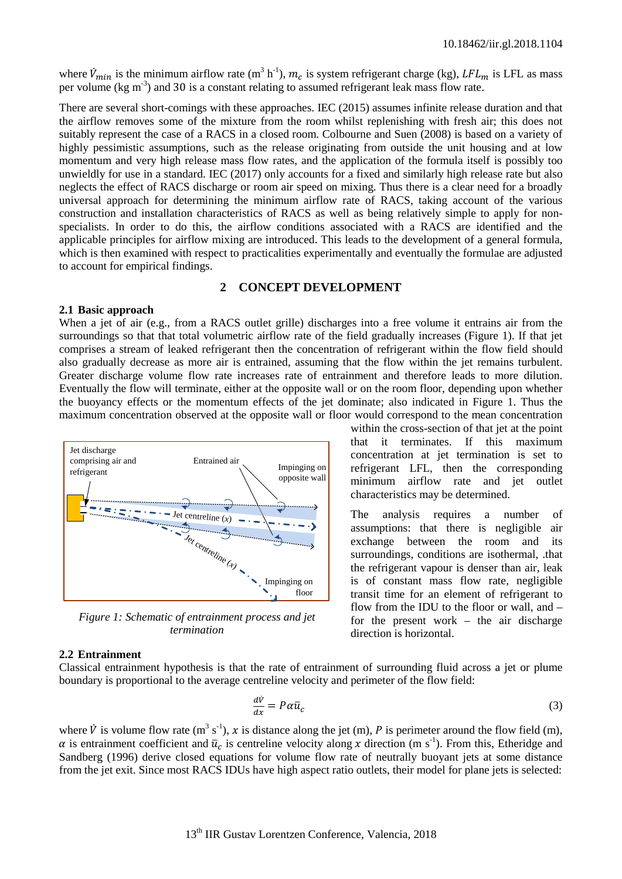where $\dot{V}_{min}$ is the minimum airflow rate (m$^3$ h$^{-1}$), $m_c$ is system refrigerant charge (kg), $LFL_m$ is LFL as mass per volume (kg m$^{-3}$) and $30$ is a constant relating to assumed refrigerant leak mass flow rate.

There are several short-comings with these approaches. IEC (2015) assumes infinite release duration and that the airflow removes some of the mixture from the room whilst replenishing with fresh air; this does not suitably represent the case of a RACS in a closed room. Colbourne and Suen (2008) is based on a variety of highly pessimistic assumptions, such as the release originating from outside the unit housing and at low momentum and very high release mass flow rates, and the application of the formula itself is possibly too unwieldly for use in a standard. IEC (2017) only accounts for a fixed and similarly high release rate but also neglects the effect of RACS discharge or room air speed on mixing. Thus there is a clear need for a broadly universal approach for determining the minimum airflow rate of RACS, taking account of the various construction and installation characteristics of RACS as well as being relatively simple to apply for non-specialists. In order to do this, the airflow conditions associated with a RACS are identified and the applicable principles for airflow mixing are introduced. This leads to the development of a general formula, which is then examined with respect to practicalities experimentally and eventually the formulae are adjusted to account for empirical findings.

## 2 CONCEPT DEVELOPMENT

### 2.1 Basic approach

When a jet of air (e.g., from a RACS outlet grille) discharges into a free volume it entrains air from the surroundings so that that total volumetric airflow rate of the field gradually increases (Figure 1). If that jet comprises a stream of leaked refrigerant then the concentration of refrigerant within the flow field should also gradually decrease as more air is entrained, assuming that the flow within the jet remains turbulent. Greater discharge volume flow rate increases rate of entrainment and therefore leads to more dilution. Eventually the flow will terminate, either at the opposite wall or on the room floor, depending upon whether the buoyancy effects or the momentum effects of the jet dominate; also indicated in Figure 1. Thus the maximum concentration observed at the opposite wall or floor would correspond to the mean concentration within the cross-section of that jet at the point that it terminates. If this maximum concentration at jet termination is set to refrigerant LFL, then the corresponding minimum airflow rate and jet outlet characteristics may be determined.

*Figure 1: Schematic of entrainment process and jet termination*

The analysis requires a number of assumptions: that there is negligible air exchange between the room and its surroundings, conditions are isothermal, .that the refrigerant vapour is denser than air, leak is of constant mass flow rate, negligible transit time for an element of refrigerant to flow from the IDU to the floor or wall, and – for the present work – the air discharge direction is horizontal.

### 2.2 Entrainment

Classical entrainment hypothesis is that the rate of entrainment of surrounding fluid across a jet or plume boundary is proportional to the average centreline velocity and perimeter of the flow field:

$$\frac{d\dot{V}}{dx} = P\alpha\bar{u}_c \tag{3}$$

where $\dot{V}$ is volume flow rate (m$^3$ s$^{-1}$), $x$ is distance along the jet (m), $P$ is perimeter around the flow field (m), $\alpha$ is entrainment coefficient and $\bar{u}_c$ is centreline velocity along $x$ direction (m s$^{-1}$). From this, Etheridge and Sandberg (1996) derive closed equations for volume flow rate of neutrally buoyant jets at some distance from the jet exit. Since most RACS IDUs have high aspect ratio outlets, their model for plane jets is selected: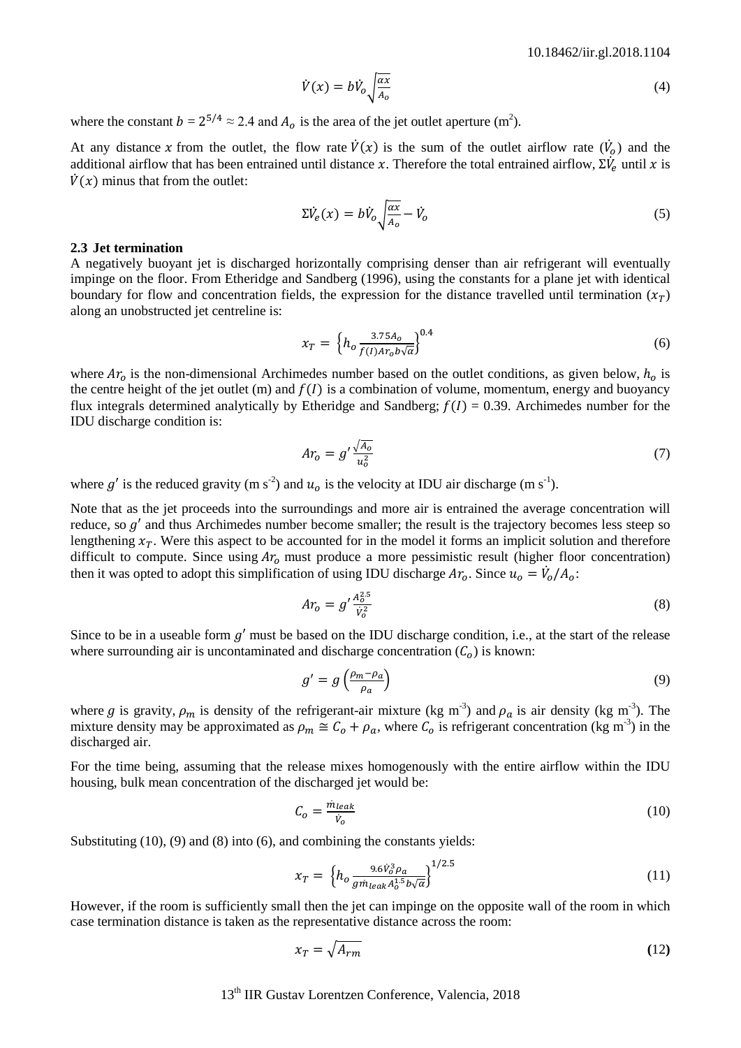$$\dot{V}(x) = b\dot{V}_o\sqrt{\frac{\alpha x}{A_o}} \tag{4}$$

where the constant $b = 2^{5/4} \approx 2.4$ and $A_o$ is the area of the jet outlet aperture (m$^2$).

At any distance $x$ from the outlet, the flow rate $\dot{V}(x)$ is the sum of the outlet airflow rate ($\dot{V}_o$) and the additional airflow that has been entrained until distance $x$. Therefore the total entrained airflow, $\Sigma\dot{V}_e$ until $x$ is $\dot{V}(x)$ minus that from the outlet:

$$\Sigma\dot{V}_e(x) = b\dot{V}_o\sqrt{\frac{\alpha x}{A_o}} - \dot{V}_o \tag{5}$$

### 2.3 Jet termination

A negatively buoyant jet is discharged horizontally comprising denser than air refrigerant will eventually impinge on the floor. From Etheridge and Sandberg (1996), using the constants for a plane jet with identical boundary for flow and concentration fields, the expression for the distance travelled until termination ($x_T$) along an unobstructed jet centreline is:

$$x_T = \left\{h_o \frac{3.75A_o}{f(I)Ar_o b\sqrt{\alpha}}\right\}^{0.4} \tag{6}$$

where $Ar_o$ is the non-dimensional Archimedes number based on the outlet conditions, as given below, $h_o$ is the centre height of the jet outlet (m) and $f(I)$ is a combination of volume, momentum, energy and buoyancy flux integrals determined analytically by Etheridge and Sandberg; $f(I) = 0.39$. Archimedes number for the IDU discharge condition is:

$$Ar_o = g'\frac{\sqrt{A_o}}{u_o^2} \tag{7}$$

where $g'$ is the reduced gravity (m s$^{-2}$) and $u_o$ is the velocity at IDU air discharge (m s$^{-1}$).

Note that as the jet proceeds into the surroundings and more air is entrained the average concentration will reduce, so $g'$ and thus Archimedes number become smaller; the result is the trajectory becomes less steep so lengthening $x_T$. Were this aspect to be accounted for in the model it forms an implicit solution and therefore difficult to compute. Since using $Ar_o$ must produce a more pessimistic result (higher floor concentration) then it was opted to adopt this simplification of using IDU discharge $Ar_o$. Since $u_o = \dot{V}_o/A_o$:

$$Ar_o = g'\frac{A_o^{2.5}}{\dot{V}_o^2} \tag{8}$$

Since to be in a useable form $g'$ must be based on the IDU discharge condition, i.e., at the start of the release where surrounding air is uncontaminated and discharge concentration ($C_o$) is known:

$$g' = g\left(\frac{\rho_m - \rho_a}{\rho_a}\right) \tag{9}$$

where $g$ is gravity, $\rho_m$ is density of the refrigerant-air mixture (kg m$^{-3}$) and $\rho_a$ is air density (kg m$^{-3}$). The mixture density may be approximated as $\rho_m \cong C_o + \rho_a$, where $C_o$ is refrigerant concentration (kg m$^{-3}$) in the discharged air.

For the time being, assuming that the release mixes homogenously with the entire airflow within the IDU housing, bulk mean concentration of the discharged jet would be:

$$C_o = \frac{\dot{m}_{leak}}{\dot{V}_o} \tag{10}$$

Substituting (10), (9) and (8) into (6), and combining the constants yields:

$$x_T = \left\{h_o \frac{9.6\dot{V}_o^3\rho_a}{g\dot{m}_{leak}A_o^{1.5}b\sqrt{\alpha}}\right\}^{1/2.5} \tag{11}$$

However, if the room is sufficiently small then the jet can impinge on the opposite wall of the room in which case termination distance is taken as the representative distance across the room:

$$x_T = \sqrt{A_{rm}} \tag{12}$$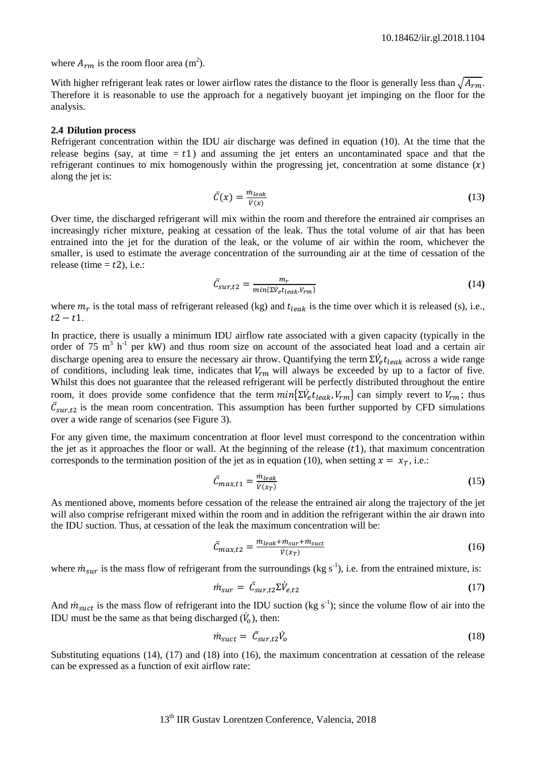where $A_{rm}$ is the room floor area (m$^2$).

With higher refrigerant leak rates or lower airflow rates the distance to the floor is generally less than $\sqrt{A_{rm}}$. Therefore it is reasonable to use the approach for a negatively buoyant jet impinging on the floor for the analysis.

### 2.4 Dilution process

Refrigerant concentration within the IDU air discharge was defined in equation (10). At the time that the release begins (say, at time $= t1$) and assuming the jet enters an uncontaminated space and that the refrigerant continues to mix homogenously within the progressing jet, concentration at some distance $(x)$ along the jet is:

$$\bar{C}(x) = \frac{\dot{m}_{leak}}{\dot{V}(x)} \quad \textbf{(13)}$$

Over time, the discharged refrigerant will mix within the room and therefore the entrained air comprises an increasingly richer mixture, peaking at cessation of the leak. Thus the total volume of air that has been entrained into the jet for the duration of the leak, or the volume of air within the room, whichever the smaller, is used to estimate the average concentration of the surrounding air at the time of cessation of the release (time $= t2$), i.e.:

$$\bar{C}_{sur,t2} = \frac{m_r}{min\{\Sigma\dot{V}_e t_{leak}, V_{rm}\}} \quad \textbf{(14)}$$

where $m_r$ is the total mass of refrigerant released (kg) and $t_{leak}$ is the time over which it is released (s), i.e., $t2 - t1$.

In practice, there is usually a minimum IDU airflow rate associated with a given capacity (typically in the order of 75 m$^3$ h$^{-1}$ per kW) and thus room size on account of the associated heat load and a certain air discharge opening area to ensure the necessary air throw. Quantifying the term $\Sigma\dot{V}_e t_{leak}$ across a wide range of conditions, including leak time, indicates that $V_{rm}$ will always be exceeded by up to a factor of five. Whilst this does not guarantee that the released refrigerant will be perfectly distributed throughout the entire room, it does provide some confidence that the term $min\{\Sigma\dot{V}_e t_{leak}, V_{rm}\}$ can simply revert to $V_{rm}$; thus $\bar{C}_{sur,t2}$ is the mean room concentration. This assumption has been further supported by CFD simulations over a wide range of scenarios (see Figure 3).

For any given time, the maximum concentration at floor level must correspond to the concentration within the jet as it approaches the floor or wall. At the beginning of the release $(t1)$, that maximum concentration corresponds to the termination position of the jet as in equation (10), when setting $x = x_T$, i.e.:

$$\bar{C}_{max,t1} = \frac{\dot{m}_{leak}}{\dot{V}(x_T)} \quad \textbf{(15)}$$

As mentioned above, moments before cessation of the release the entrained air along the trajectory of the jet will also comprise refrigerant mixed within the room and in addition the refrigerant within the air drawn into the IDU suction. Thus, at cessation of the leak the maximum concentration will be:

$$\bar{C}_{max,t2} = \frac{\dot{m}_{leak} + \dot{m}_{sur} + \dot{m}_{suct}}{\dot{V}(x_T)} \quad \textbf{(16)}$$

where $\dot{m}_{sur}$ is the mass flow of refrigerant from the surroundings (kg s$^{-1}$), i.e. from the entrained mixture, is:

$$\dot{m}_{sur} = \bar{C}_{sur,t2}\Sigma\dot{V}_{e,t2} \quad \textbf{(17)}$$

And $\dot{m}_{suct}$ is the mass flow of refrigerant into the IDU suction (kg s$^{-1}$); since the volume flow of air into the IDU must be the same as that being discharged ($\dot{V}_o$), then:

$$\dot{m}_{suct} = \bar{C}_{sur,t2}\dot{V}_o \quad \textbf{(18)}$$

Substituting equations (14), (17) and (18) into (16), the maximum concentration at cessation of the release can be expressed as a function of exit airflow rate: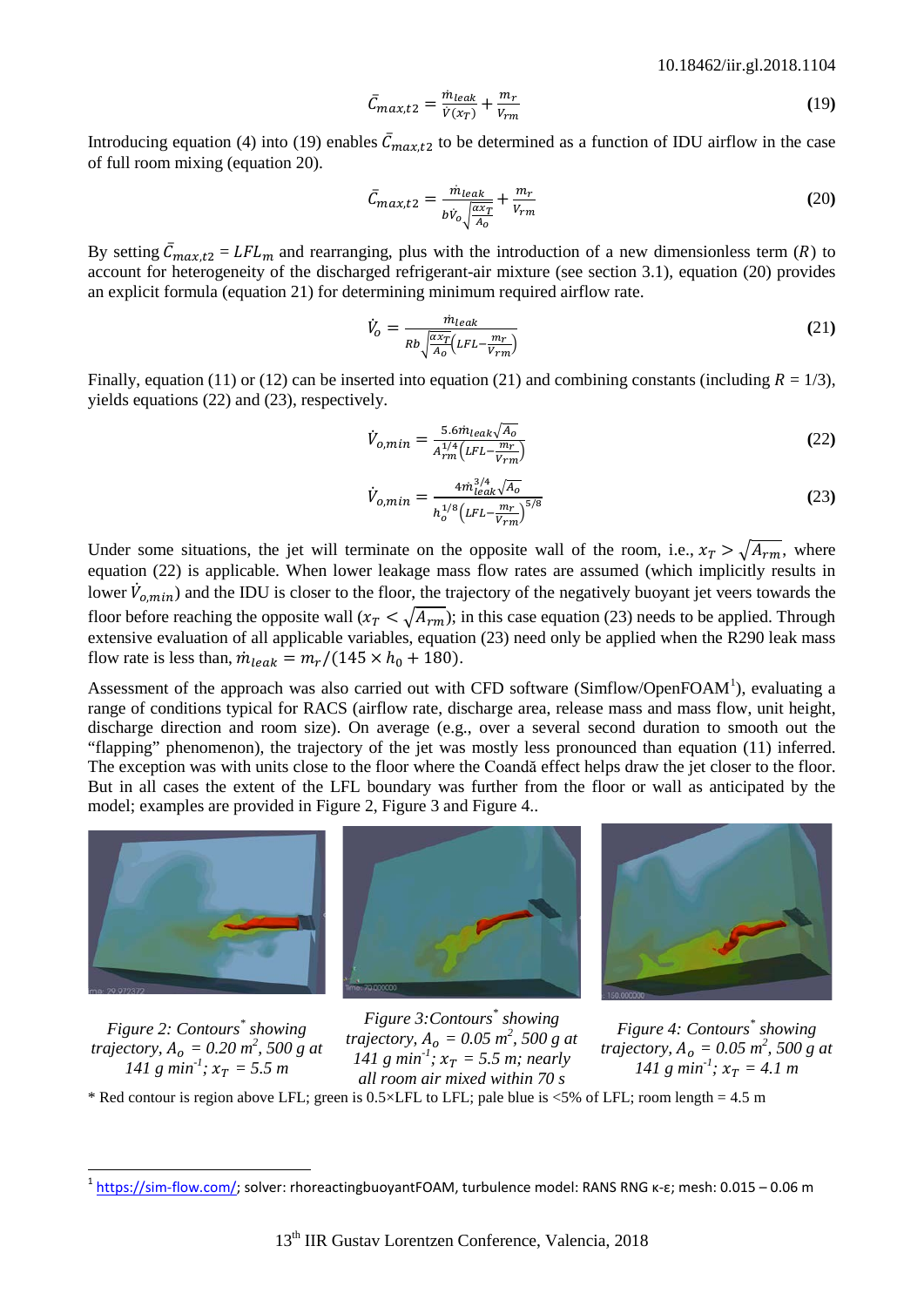$$\bar{C}_{max,t2} = \frac{\dot{m}_{leak}}{\dot{V}(x_T)} + \frac{m_r}{V_{rm}} \quad \textbf{(19)}$$

Introducing equation (4) into (19) enables $\bar{C}_{max,t2}$ to be determined as a function of IDU airflow in the case of full room mixing (equation 20).

$$\bar{C}_{max,t2} = \frac{\dot{m}_{leak}}{b\dot{V}_o\sqrt{\frac{\alpha x_T}{A_o}}} + \frac{m_r}{V_{rm}} \quad \textbf{(20)}$$

By setting $\bar{C}_{max,t2} = LFL_m$ and rearranging, plus with the introduction of a new dimensionless term ($R$) to account for heterogeneity of the discharged refrigerant-air mixture (see section 3.1), equation (20) provides an explicit formula (equation 21) for determining minimum required airflow rate.

$$\dot{V}_o = \frac{\dot{m}_{leak}}{Rb\sqrt{\frac{\alpha x_T}{A_o}}\left(LFL - \frac{m_r}{V_{rm}}\right)} \quad \textbf{(21)}$$

Finally, equation (11) or (12) can be inserted into equation (21) and combining constants (including $R$ = 1/3), yields equations (22) and (23), respectively.

$$\dot{V}_{o,min} = \frac{5.6\dot{m}_{leak}\sqrt{A_o}}{A_{rm}^{1/4}\left(LFL - \frac{m_r}{V_{rm}}\right)} \quad \textbf{(22)}$$

$$\dot{V}_{o,min} = \frac{4\dot{m}_{leak}^{3/4}\sqrt{A_o}}{h_o^{1/8}\left(LFL - \frac{m_r}{V_{rm}}\right)^{5/8}} \quad \textbf{(23)}$$

Under some situations, the jet will terminate on the opposite wall of the room, i.e., $x_T > \sqrt{A_{rm}}$, where equation (22) is applicable. When lower leakage mass flow rates are assumed (which implicitly results in lower $\dot{V}_{o,min}$) and the IDU is closer to the floor, the trajectory of the negatively buoyant jet veers towards the floor before reaching the opposite wall ($x_T < \sqrt{A_{rm}}$); in this case equation (23) needs to be applied. Through extensive evaluation of all applicable variables, equation (23) need only be applied when the R290 leak mass flow rate is less than, $\dot{m}_{leak} = m_r/(145 \times h_0 + 180)$.

Assessment of the approach was also carried out with CFD software (Simflow/OpenFOAM[1]), evaluating a range of conditions typical for RACS (airflow rate, discharge area, release mass and mass flow, unit height, discharge direction and room size). On average (e.g., over a several second duration to smooth out the "flapping" phenomenon), the trajectory of the jet was mostly less pronounced than equation (11) inferred. The exception was with units close to the floor where the Coandă effect helps draw the jet closer to the floor. But in all cases the extent of the LFL boundary was further from the floor or wall as anticipated by the model; examples are provided in Figure 2, Figure 3 and Figure 4..

*Figure 2: Contours\* showing trajectory, $A_o$ = 0.20 m$^2$, 500 g at 141 g min$^{-1}$; $x_T$ = 5.5 m*

*Figure 3: Contours\* showing trajectory, $A_o$ = 0.05 m$^2$, 500 g at 141 g min$^{-1}$; $x_T$ = 5.5 m; nearly all room air mixed within 70 s*

*Figure 4: Contours\* showing trajectory, $A_o$ = 0.05 m$^2$, 500 g at 141 g min$^{-1}$; $x_T$ = 4.1 m*

\* Red contour is region above LFL; green is 0.5×LFL to LFL; pale blue is <5% of LFL; room length = 4.5 m

[1] https://sim-flow.com/; solver: rhoreactingbuoyantFOAM, turbulence model: RANS RNG κ-ε; mesh: 0.015 – 0.06 m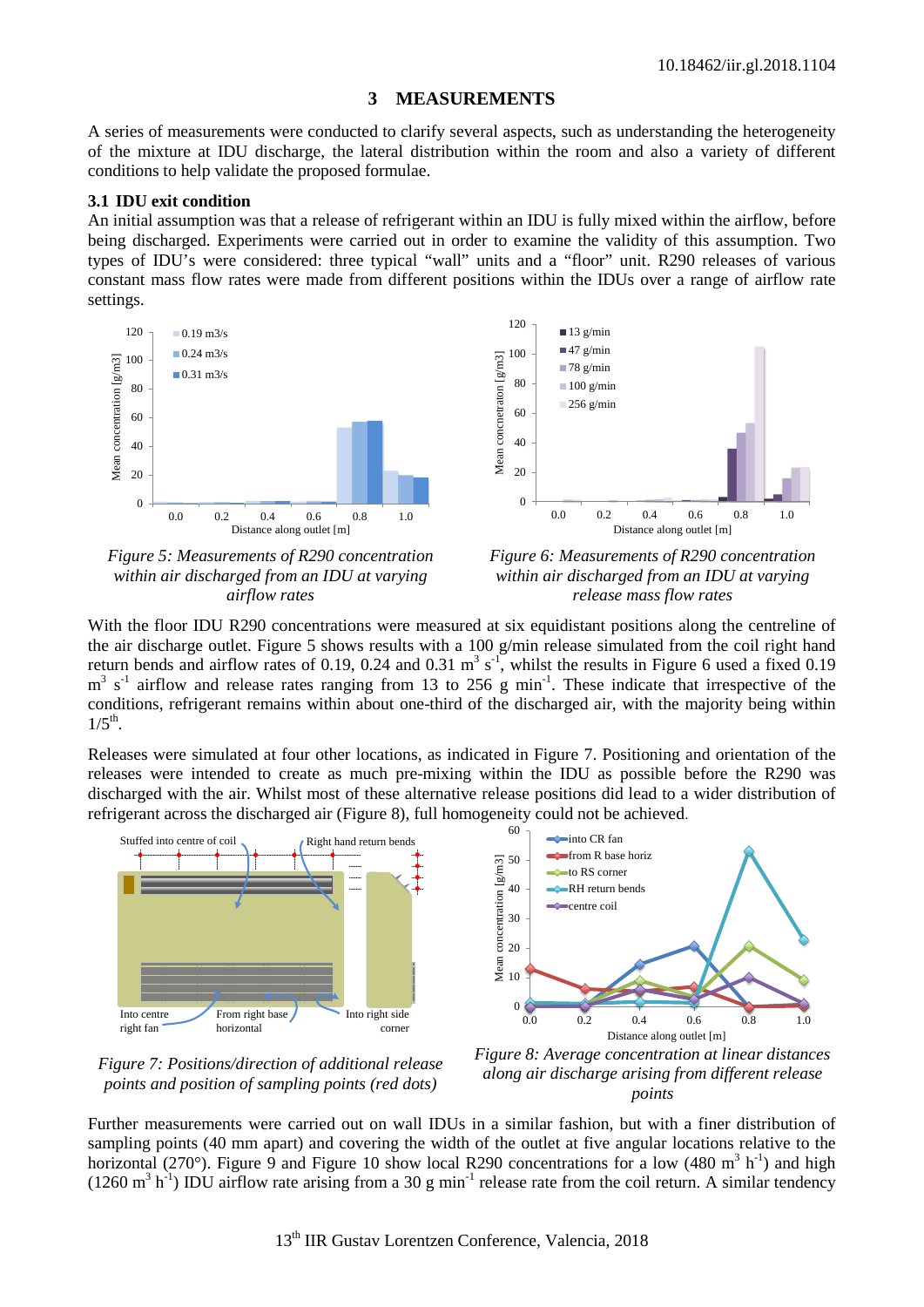## 3 MEASUREMENTS

A series of measurements were conducted to clarify several aspects, such as understanding the heterogeneity of the mixture at IDU discharge, the lateral distribution within the room and also a variety of different conditions to help validate the proposed formulae.

### 3.1 IDU exit condition

An initial assumption was that a release of refrigerant within an IDU is fully mixed within the airflow, before being discharged. Experiments were carried out in order to examine the validity of this assumption. Two types of IDU's were considered: three typical "wall" units and a "floor" unit. R290 releases of various constant mass flow rates were made from different positions within the IDUs over a range of airflow rate settings.

*Figure 5: Measurements of R290 concentration within air discharged from an IDU at varying airflow rates*

*Figure 6: Measurements of R290 concentration within air discharged from an IDU at varying release mass flow rates*

With the floor IDU R290 concentrations were measured at six equidistant positions along the centreline of the air discharge outlet. Figure 5 shows results with a 100 g/min release simulated from the coil right hand return bends and airflow rates of 0.19, 0.24 and 0.31 $m^3 s^{-1}$, whilst the results in Figure 6 used a fixed 0.19 $m^3 s^{-1}$ airflow and release rates ranging from 13 to 256 g $min^{-1}$. These indicate that irrespective of the conditions, refrigerant remains within about one-third of the discharged air, with the majority being within $1/5^{th}$.

Releases were simulated at four other locations, as indicated in Figure 7. Positioning and orientation of the releases were intended to create as much pre-mixing within the IDU as possible before the R290 was discharged with the air. Whilst most of these alternative release positions did lead to a wider distribution of refrigerant across the discharged air (Figure 8), full homogeneity could not be achieved.

*Figure 7: Positions/direction of additional release points and position of sampling points (red dots)*

*Figure 8: Average concentration at linear distances along air discharge arising from different release points*

Further measurements were carried out on wall IDUs in a similar fashion, but with a finer distribution of sampling points (40 mm apart) and covering the width of the outlet at five angular locations relative to the horizontal (270°). Figure 9 and Figure 10 show local R290 concentrations for a low (480 $m^3 h^{-1}$) and high (1260 $m^3 h^{-1}$) IDU airflow rate arising from a 30 g $min^{-1}$ release rate from the coil return. A similar tendency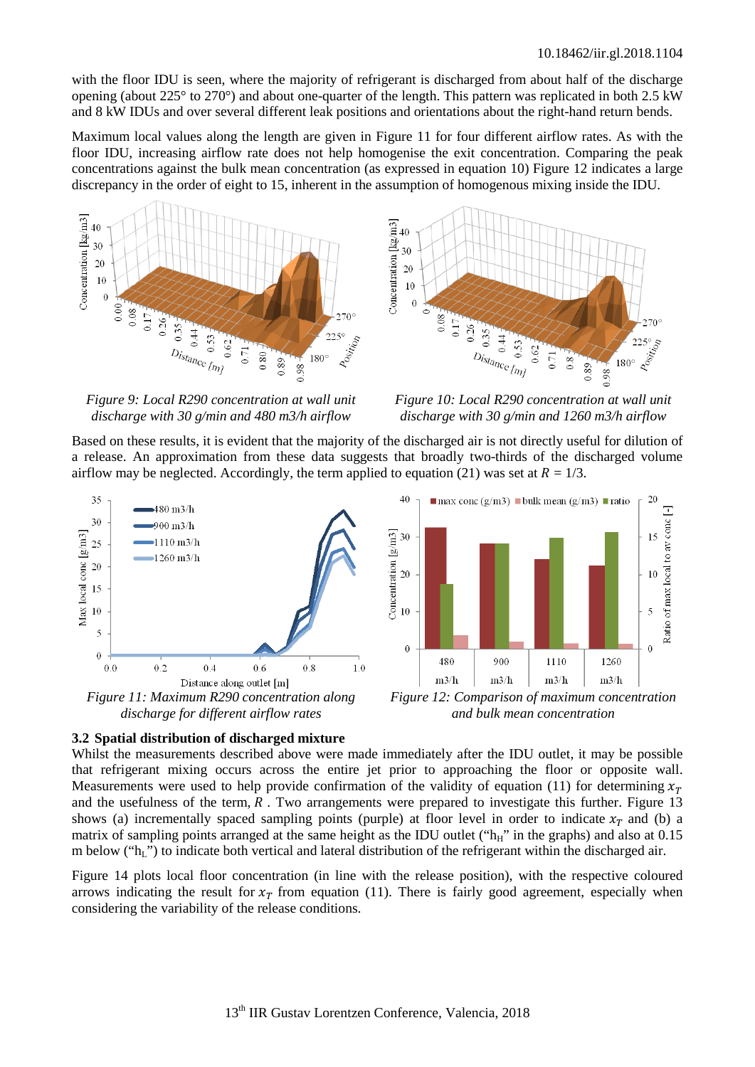with the floor IDU is seen, where the majority of refrigerant is discharged from about half of the discharge opening (about 225° to 270°) and about one-quarter of the length. This pattern was replicated in both 2.5 kW and 8 kW IDUs and over several different leak positions and orientations about the right-hand return bends.

Maximum local values along the length are given in Figure 11 for four different airflow rates. As with the floor IDU, increasing airflow rate does not help homogenise the exit concentration. Comparing the peak concentrations against the bulk mean concentration (as expressed in equation 10) Figure 12 indicates a large discrepancy in the order of eight to 15, inherent in the assumption of homogenous mixing inside the IDU.

*Figure 9: Local R290 concentration at wall unit discharge with 30 g/min and 480 m3/h airflow*

*Figure 10: Local R290 concentration at wall unit discharge with 30 g/min and 1260 m3/h airflow*

Based on these results, it is evident that the majority of the discharged air is not directly useful for dilution of a release. An approximation from these data suggests that broadly two-thirds of the discharged volume airflow may be neglected. Accordingly, the term applied to equation (21) was set at $R$ = 1/3.

*Figure 11: Maximum R290 concentration along discharge for different airflow rates*

*Figure 12: Comparison of maximum concentration and bulk mean concentration*

### 3.2 Spatial distribution of discharged mixture

Whilst the measurements described above were made immediately after the IDU outlet, it may be possible that refrigerant mixing occurs across the entire jet prior to approaching the floor or opposite wall. Measurements were used to help provide confirmation of the validity of equation (11) for determining $x_T$ and the usefulness of the term, $R$ . Two arrangements were prepared to investigate this further. Figure 13 shows (a) incrementally spaced sampling points (purple) at floor level in order to indicate $x_T$ and (b) a matrix of sampling points arranged at the same height as the IDU outlet ("$h_H$" in the graphs) and also at 0.15 m below ("$h_L$") to indicate both vertical and lateral distribution of the refrigerant within the discharged air.

Figure 14 plots local floor concentration (in line with the release position), with the respective coloured arrows indicating the result for $x_T$ from equation (11). There is fairly good agreement, especially when considering the variability of the release conditions.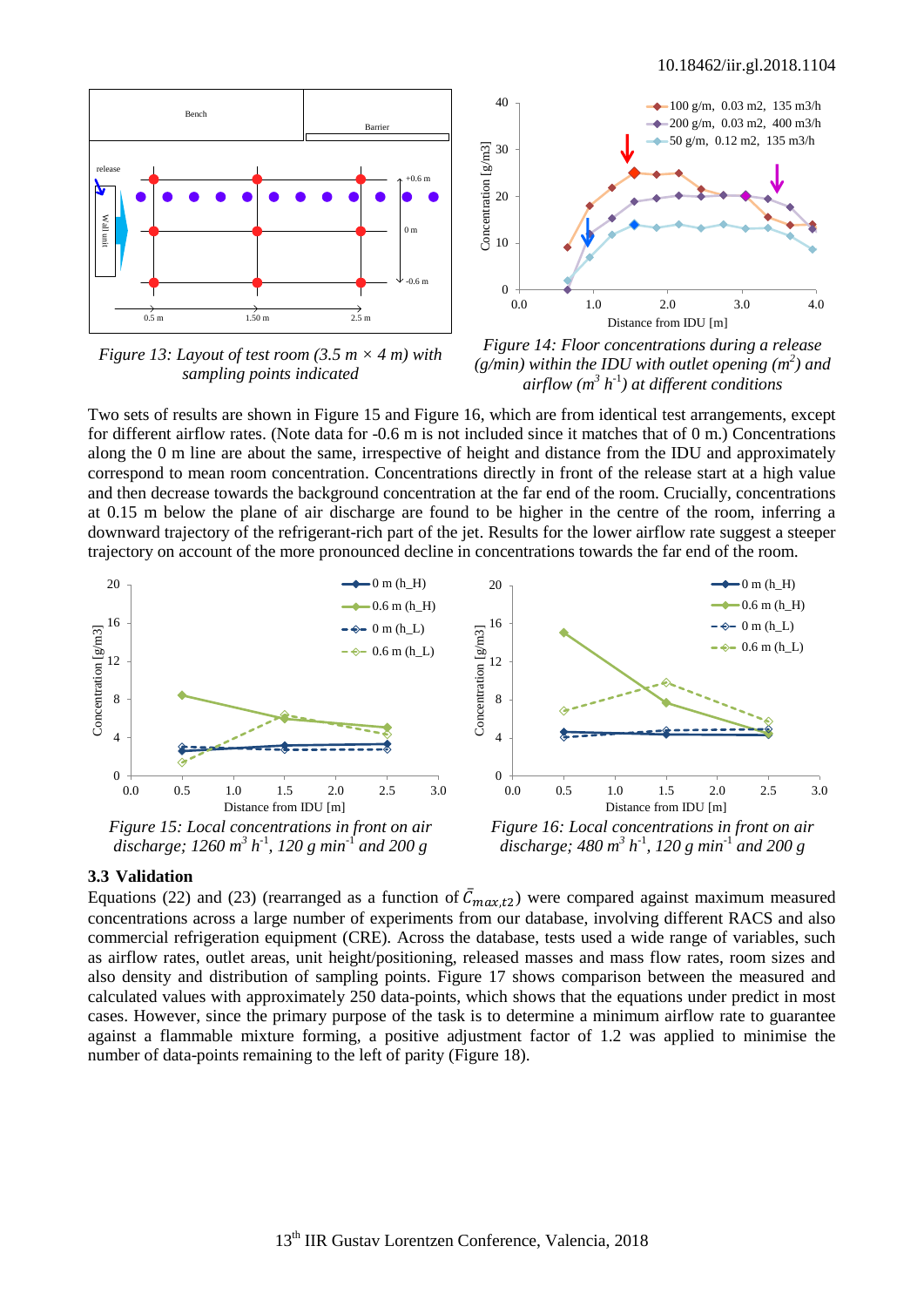Figure 13: Layout of test room (3.5 m × 4 m) with sampling points indicated

Figure 14: Floor concentrations during a release (g/min) within the IDU with outlet opening ($m^2$) and airflow ($m^3$ $h^{-1}$) at different conditions

Two sets of results are shown in Figure 15 and Figure 16, which are from identical test arrangements, except for different airflow rates. (Note data for -0.6 m is not included since it matches that of 0 m.) Concentrations along the 0 m line are about the same, irrespective of height and distance from the IDU and approximately correspond to mean room concentration. Concentrations directly in front of the release start at a high value and then decrease towards the background concentration at the far end of the room. Crucially, concentrations at 0.15 m below the plane of air discharge are found to be higher in the centre of the room, inferring a downward trajectory of the refrigerant-rich part of the jet. Results for the lower airflow rate suggest a steeper trajectory on account of the more pronounced decline in concentrations towards the far end of the room.

Figure 15: Local concentrations in front on air discharge; 1260 $m^3$ $h^{-1}$, 120 g $min^{-1}$ and 200 g

Figure 16: Local concentrations in front on air discharge; 480 $m^3$ $h^{-1}$, 120 g $min^{-1}$ and 200 g

### 3.3 Validation

Equations (22) and (23) (rearranged as a function of $\bar{C}_{max,t2}$) were compared against maximum measured concentrations across a large number of experiments from our database, involving different RACS and also commercial refrigeration equipment (CRE). Across the database, tests used a wide range of variables, such as airflow rates, outlet areas, unit height/positioning, released masses and mass flow rates, room sizes and also density and distribution of sampling points. Figure 17 shows comparison between the measured and calculated values with approximately 250 data-points, which shows that the equations under predict in most cases. However, since the primary purpose of the task is to determine a minimum airflow rate to guarantee against a flammable mixture forming, a positive adjustment factor of 1.2 was applied to minimise the number of data-points remaining to the left of parity (Figure 18).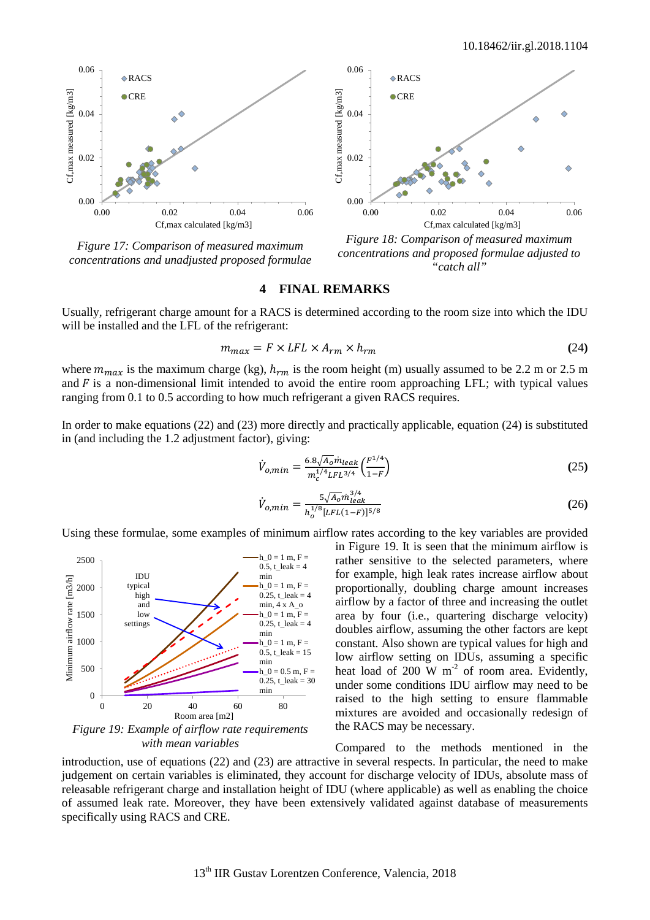Figure 17: Comparison of measured maximum concentrations and unadjusted proposed formulae

Figure 18: Comparison of measured maximum concentrations and proposed formulae adjusted to "catch all"

## 4 FINAL REMARKS

Usually, refrigerant charge amount for a RACS is determined according to the room size into which the IDU will be installed and the LFL of the refrigerant:

$$m_{max} = F \times LFL \times A_{rm} \times h_{rm} \tag{24}$$

where $m_{max}$ is the maximum charge (kg), $h_{rm}$ is the room height (m) usually assumed to be 2.2 m or 2.5 m and $F$ is a non-dimensional limit intended to avoid the entire room approaching LFL; with typical values ranging from 0.1 to 0.5 according to how much refrigerant a given RACS requires.

In order to make equations (22) and (23) more directly and practically applicable, equation (24) is substituted in (and including the 1.2 adjustment factor), giving:

$$\dot{V}_{o,min} = \frac{6.8\sqrt{A_o}\dot{m}_{leak}}{m_c^{1/4} LFL^{3/4}}\left(\frac{F^{1/4}}{1-F}\right) \tag{25}$$

$$\dot{V}_{o,min} = \frac{5\sqrt{A_o}\dot{m}_{leak}^{3/4}}{h_o^{1/8}[LFL(1-F)]^{5/8}} \tag{26}$$

Using these formulae, some examples of minimum airflow rates according to the key variables are provided in Figure 19. It is seen that the minimum airflow is rather sensitive to the selected parameters, where for example, high leak rates increase airflow about proportionally, doubling charge amount increases airflow by a factor of three and increasing the outlet area by four (i.e., quartering discharge velocity) doubles airflow, assuming the other factors are kept constant. Also shown are typical values for high and low airflow setting on IDUs, assuming a specific heat load of 200 W m$^{-2}$ of room area. Evidently, under some conditions IDU airflow may need to be raised to the high setting to ensure flammable mixtures are avoided and occasionally redesign of the RACS may be necessary.

Figure 19: Example of airflow rate requirements with mean variables

Compared to the methods mentioned in the introduction, use of equations (22) and (23) are attractive in several respects. In particular, the need to make judgement on certain variables is eliminated, they account for discharge velocity of IDUs, absolute mass of releasable refrigerant charge and installation height of IDU (where applicable) as well as enabling the choice of assumed leak rate. Moreover, they have been extensively validated against database of measurements specifically using RACS and CRE.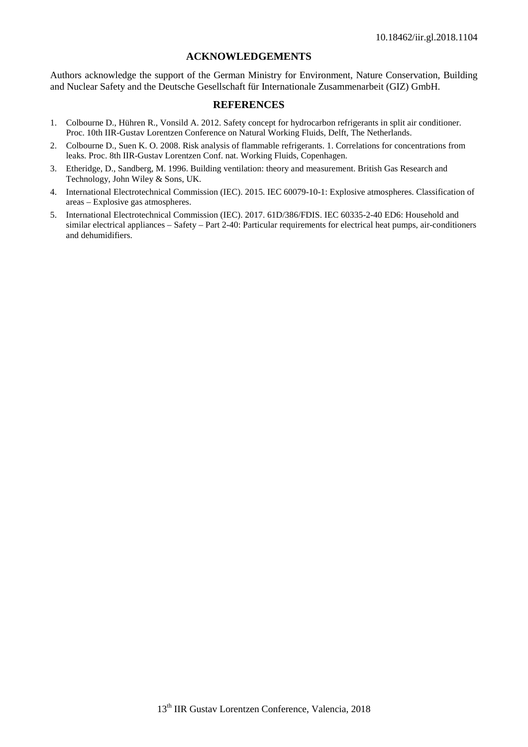## ACKNOWLEDGEMENTS

Authors acknowledge the support of the German Ministry for Environment, Nature Conservation, Building and Nuclear Safety and the Deutsche Gesellschaft für Internationale Zusammenarbeit (GIZ) GmbH.

## REFERENCES

1. Colbourne D., Hühren R., Vonsild A. 2012. Safety concept for hydrocarbon refrigerants in split air conditioner. Proc. 10th IIR-Gustav Lorentzen Conference on Natural Working Fluids, Delft, The Netherlands.
2. Colbourne D., Suen K. O. 2008. Risk analysis of flammable refrigerants. 1. Correlations for concentrations from leaks. Proc. 8th IIR-Gustav Lorentzen Conf. nat. Working Fluids, Copenhagen.
3. Etheridge, D., Sandberg, M. 1996. Building ventilation: theory and measurement. British Gas Research and Technology, John Wiley & Sons, UK.
4. International Electrotechnical Commission (IEC). 2015. IEC 60079-10-1: Explosive atmospheres. Classification of areas – Explosive gas atmospheres.
5. International Electrotechnical Commission (IEC). 2017. 61D/386/FDIS. IEC 60335-2-40 ED6: Household and similar electrical appliances – Safety – Part 2-40: Particular requirements for electrical heat pumps, air-conditioners and dehumidifiers.